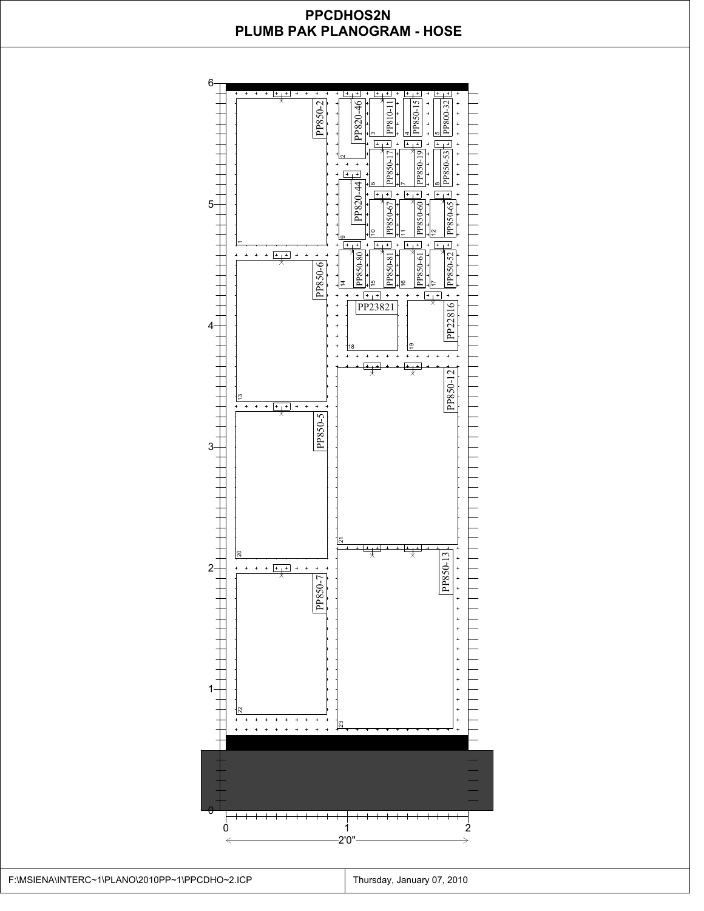# PPCDHOS2N
## PLUMB PAK PLANOGRAM - HOSE

| Position | Item |
|---|---|
| 1 | PP850-2 |
| 2 | PP820-46 |
| 3 | PP810-11 |
| 4 | PP850-15 |
| 5 | PP800-32 |
| 6 | PP850-17 |
| 7 | PP850-19 |
| 8 | PP850-53 |
| 9 | PP820-44 |
| 10 | PP850-67 |
| 11 | PP850-60 |
| 12 | PP850-65 |
| 13 | PP850-6 |
| 14 | PP850-80 |
| 15 | PP850-81 |
| 16 | PP850-61 |
| 17 | PP850-52 |
| 18 | PP23821 |
| 19 | PP22816 |
| 20 | PP850-5 |
| 21 | PP850-12 |
| 22 | PP850-7 |
| 23 | PP850-13 |

Height scale: 0, 1, 2, 3, 4, 5, 6

Width scale: 0, 1, 2

2'0"

F:\MSIENA\INTERC~1\PLANO\2010PP~1\PPCDHO~2.ICP

Thursday, January 07, 2010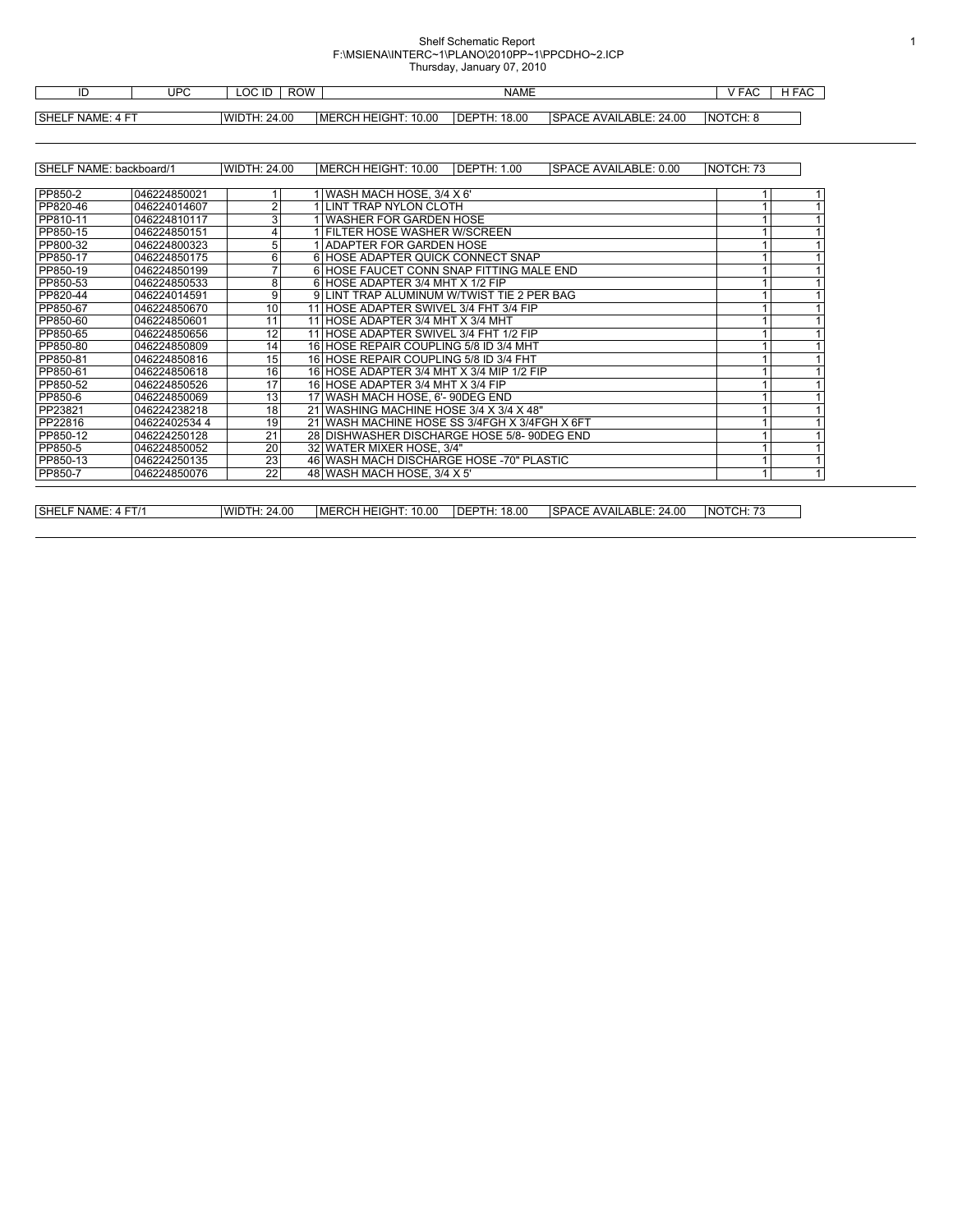Shelf Schematic Report
F:\MSIENA\INTERC~1\PLANO\2010PP~1\PPCDHO~2.ICP
Thursday, January 07, 2010

| ID | UPC | LOC ID | ROW | NAME | V FAC | H FAC |
|---|---|---|---|---|---|---|

| SHELF NAME: 4 FT | WIDTH: 24.00 | MERCH HEIGHT: 10.00 | DEPTH: 18.00 | SPACE AVAILABLE: 24.00 | NOTCH: 8 |
|---|---|---|---|---|---|

| SHELF NAME: backboard/1 | WIDTH: 24.00 | MERCH HEIGHT: 10.00 | DEPTH: 1.00 | SPACE AVAILABLE: 0.00 | NOTCH: 73 |
|---|---|---|---|---|---|

| | | | | | | |
|---|---|---|---|---|---|---|
| PP850-2 | 046224850021 | 1 | 1 | WASH MACH HOSE, 3/4 X 6' | 1 | 1 |
| PP820-46 | 046224014607 | 2 | 1 | LINT TRAP NYLON CLOTH | 1 | 1 |
| PP810-11 | 046224810117 | 3 | 1 | WASHER FOR GARDEN HOSE | 1 | 1 |
| PP850-15 | 046224850151 | 4 | 1 | FILTER HOSE WASHER W/SCREEN | 1 | 1 |
| PP800-32 | 046224800323 | 5 | 1 | ADAPTER FOR GARDEN HOSE | 1 | 1 |
| PP850-17 | 046224850175 | 6 | 6 | HOSE ADAPTER QUICK CONNECT SNAP | 1 | 1 |
| PP850-19 | 046224850199 | 7 | 6 | HOSE FAUCET CONN SNAP FITTING MALE END | 1 | 1 |
| PP850-53 | 046224850533 | 8 | 6 | HOSE ADAPTER 3/4 MHT X 1/2 FIP | 1 | 1 |
| PP820-44 | 046224014591 | 9 | 9 | LINT TRAP ALUMINUM W/TWIST TIE 2 PER BAG | 1 | 1 |
| PP850-67 | 046224850670 | 10 | 11 | HOSE ADAPTER SWIVEL 3/4 FHT 3/4 FIP | 1 | 1 |
| PP850-60 | 046224850601 | 11 | 11 | HOSE ADAPTER 3/4 MHT X 3/4 MHT | 1 | 1 |
| PP850-65 | 046224850656 | 12 | 11 | HOSE ADAPTER SWIVEL 3/4 FHT 1/2 FIP | 1 | 1 |
| PP850-80 | 046224850809 | 14 | 16 | HOSE REPAIR COUPLING 5/8 ID 3/4 MHT | 1 | 1 |
| PP850-81 | 046224850816 | 15 | 16 | HOSE REPAIR COUPLING 5/8 ID 3/4 FHT | 1 | 1 |
| PP850-61 | 046224850618 | 16 | 16 | HOSE ADAPTER 3/4 MHT X 3/4 MIP 1/2 FIP | 1 | 1 |
| PP850-52 | 046224850526 | 17 | 16 | HOSE ADAPTER 3/4 MHT X 3/4 FIP | 1 | 1 |
| PP850-6 | 046224850069 | 13 | 17 | WASH MACH HOSE, 6'- 90DEG END | 1 | 1 |
| PP23821 | 046224238218 | 18 | 21 | WASHING MACHINE HOSE 3/4 X 3/4 X 48" | 1 | 1 |
| PP22816 | 04622402534 4 | 19 | 21 | WASH MACHINE HOSE SS 3/4FGH X 3/4FGH X 6FT | 1 | 1 |
| PP850-12 | 046224250128 | 21 | 28 | DISHWASHER DISCHARGE HOSE 5/8- 90DEG END | 1 | 1 |
| PP850-5 | 046224850052 | 20 | 32 | WATER MIXER HOSE, 3/4" | 1 | 1 |
| PP850-13 | 046224250135 | 23 | 46 | WASH MACH DISCHARGE HOSE -70" PLASTIC | 1 | 1 |
| PP850-7 | 046224850076 | 22 | 48 | WASH MACH HOSE, 3/4 X 5' | 1 | 1 |

| SHELF NAME: 4 FT/1 | WIDTH: 24.00 | MERCH HEIGHT: 10.00 | DEPTH: 18.00 | SPACE AVAILABLE: 24.00 | NOTCH: 73 |
|---|---|---|---|---|---|